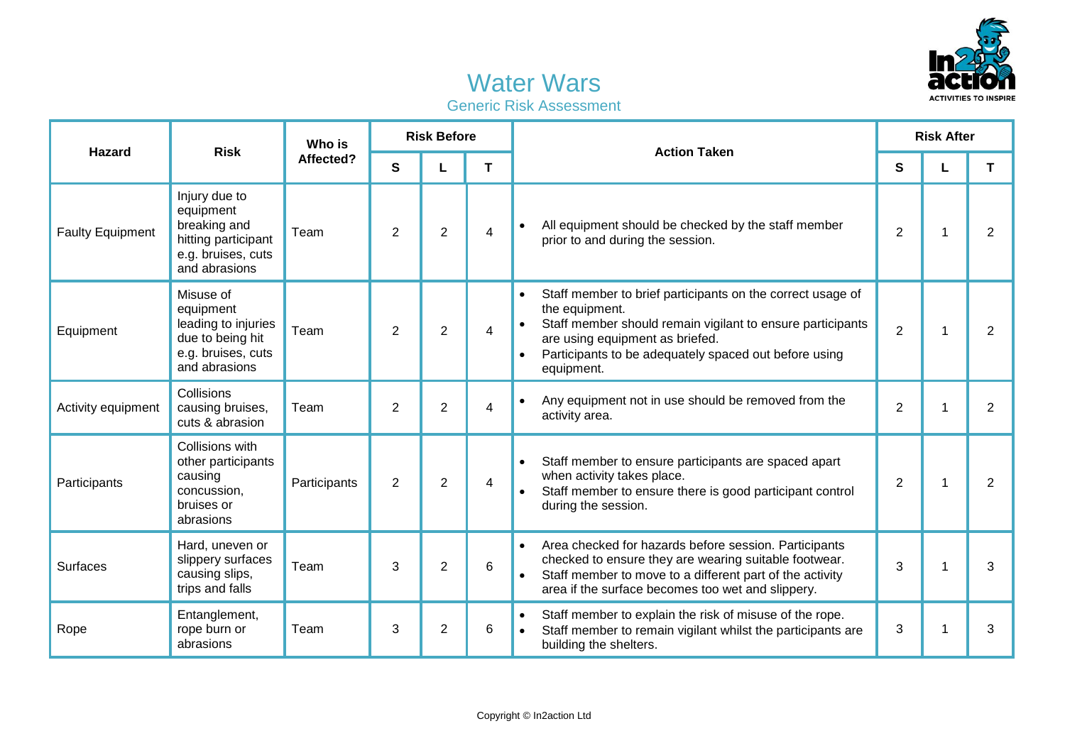# Water Wars

## Generic Risk Assessment

| Hazard | Risk | Who is Affected? | Risk Before | | | Action Taken | Risk After | | |
|---|---|---|---|---|---|---|---|---|---|
| | | | S | L | T | | S | L | T |
| Faulty Equipment | Injury due to equipment breaking and hitting participant e.g. bruises, cuts and abrasions | Team | 2 | 2 | 4 | • All equipment should be checked by the staff member prior to and during the session. | 2 | 1 | 2 |
| Equipment | Misuse of equipment leading to injuries due to being hit e.g. bruises, cuts and abrasions | Team | 2 | 2 | 4 | • Staff member to brief participants on the correct usage of the equipment.<br>• Staff member should remain vigilant to ensure participants are using equipment as briefed.<br>• Participants to be adequately spaced out before using equipment. | 2 | 1 | 2 |
| Activity equipment | Collisions causing bruises, cuts & abrasion | Team | 2 | 2 | 4 | • Any equipment not in use should be removed from the activity area. | 2 | 1 | 2 |
| Participants | Collisions with other participants causing concussion, bruises or abrasions | Participants | 2 | 2 | 4 | • Staff member to ensure participants are spaced apart when activity takes place.<br>• Staff member to ensure there is good participant control during the session. | 2 | 1 | 2 |
| Surfaces | Hard, uneven or slippery surfaces causing slips, trips and falls | Team | 3 | 2 | 6 | • Area checked for hazards before session. Participants checked to ensure they are wearing suitable footwear.<br>• Staff member to move to a different part of the activity area if the surface becomes too wet and slippery. | 3 | 1 | 3 |
| Rope | Entanglement, rope burn or abrasions | Team | 3 | 2 | 6 | • Staff member to explain the risk of misuse of the rope.<br>• Staff member to remain vigilant whilst the participants are building the shelters. | 3 | 1 | 3 |

Copyright © In2action Ltd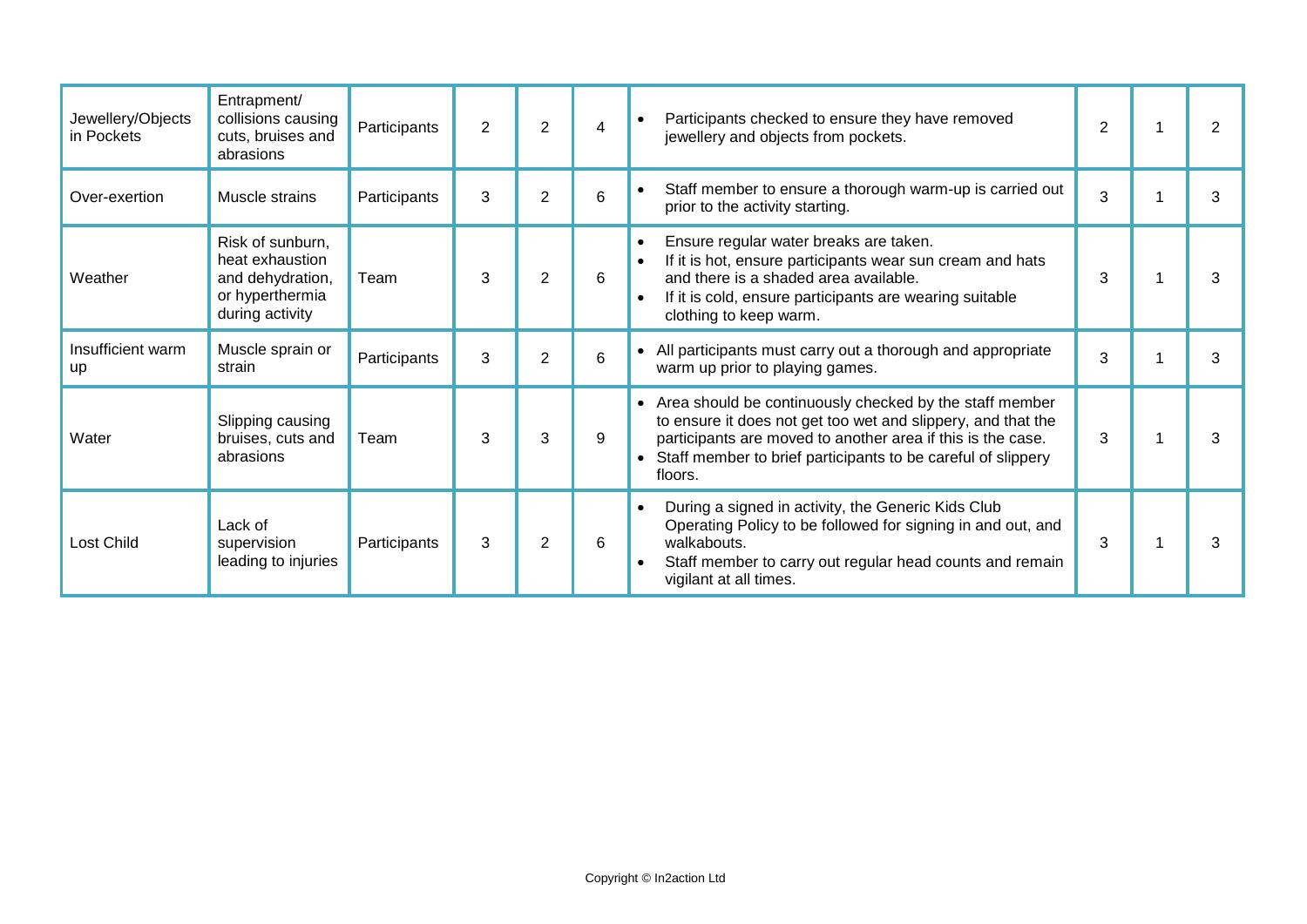| | | | | | | | | | |
|---|---|---|---|---|---|---|---|---|---|
| Jewellery/Objects in Pockets | Entrapment/ collisions causing cuts, bruises and abrasions | Participants | 2 | 2 | 4 | • Participants checked to ensure they have removed jewellery and objects from pockets. | 2 | 1 | 2 |
| Over-exertion | Muscle strains | Participants | 3 | 2 | 6 | • Staff member to ensure a thorough warm-up is carried out prior to the activity starting. | 3 | 1 | 3 |
| Weather | Risk of sunburn, heat exhaustion and dehydration, or hyperthermia during activity | Team | 3 | 2 | 6 | • Ensure regular water breaks are taken.<br>• If it is hot, ensure participants wear sun cream and hats and there is a shaded area available.<br>• If it is cold, ensure participants are wearing suitable clothing to keep warm. | 3 | 1 | 3 |
| Insufficient warm up | Muscle sprain or strain | Participants | 3 | 2 | 6 | • All participants must carry out a thorough and appropriate warm up prior to playing games. | 3 | 1 | 3 |
| Water | Slipping causing bruises, cuts and abrasions | Team | 3 | 3 | 9 | • Area should be continuously checked by the staff member to ensure it does not get too wet and slippery, and that the participants are moved to another area if this is the case.<br>• Staff member to brief participants to be careful of slippery floors. | 3 | 1 | 3 |
| Lost Child | Lack of supervision leading to injuries | Participants | 3 | 2 | 6 | • During a signed in activity, the Generic Kids Club Operating Policy to be followed for signing in and out, and walkabouts.<br>• Staff member to carry out regular head counts and remain vigilant at all times. | 3 | 1 | 3 |

Copyright © In2action Ltd